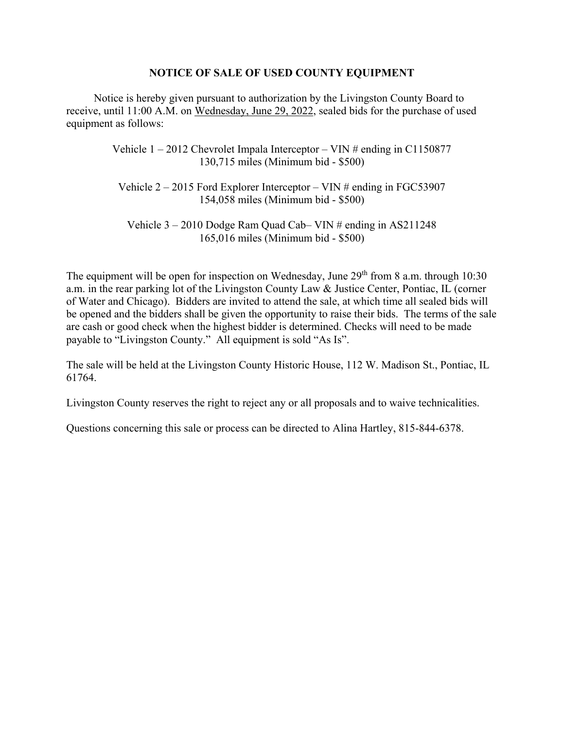# NOTICE OF SALE OF USED COUNTY EQUIPMENT

Notice is hereby given pursuant to authorization by the Livingston County Board to receive, until 11:00 A.M. on Wednesday, June 29, 2022, sealed bids for the purchase of used equipment as follows:

Vehicle 1 – 2012 Chevrolet Impala Interceptor – VIN # ending in C1150877
130,715 miles (Minimum bid - $500)

Vehicle 2 – 2015 Ford Explorer Interceptor – VIN # ending in FGC53907
154,058 miles (Minimum bid - $500)

Vehicle 3 – 2010 Dodge Ram Quad Cab– VIN # ending in AS211248
165,016 miles (Minimum bid - $500)

The equipment will be open for inspection on Wednesday, June 29th from 8 a.m. through 10:30 a.m. in the rear parking lot of the Livingston County Law & Justice Center, Pontiac, IL (corner of Water and Chicago). Bidders are invited to attend the sale, at which time all sealed bids will be opened and the bidders shall be given the opportunity to raise their bids. The terms of the sale are cash or good check when the highest bidder is determined. Checks will need to be made payable to "Livingston County." All equipment is sold "As Is".

The sale will be held at the Livingston County Historic House, 112 W. Madison St., Pontiac, IL 61764.

Livingston County reserves the right to reject any or all proposals and to waive technicalities.

Questions concerning this sale or process can be directed to Alina Hartley, 815-844-6378.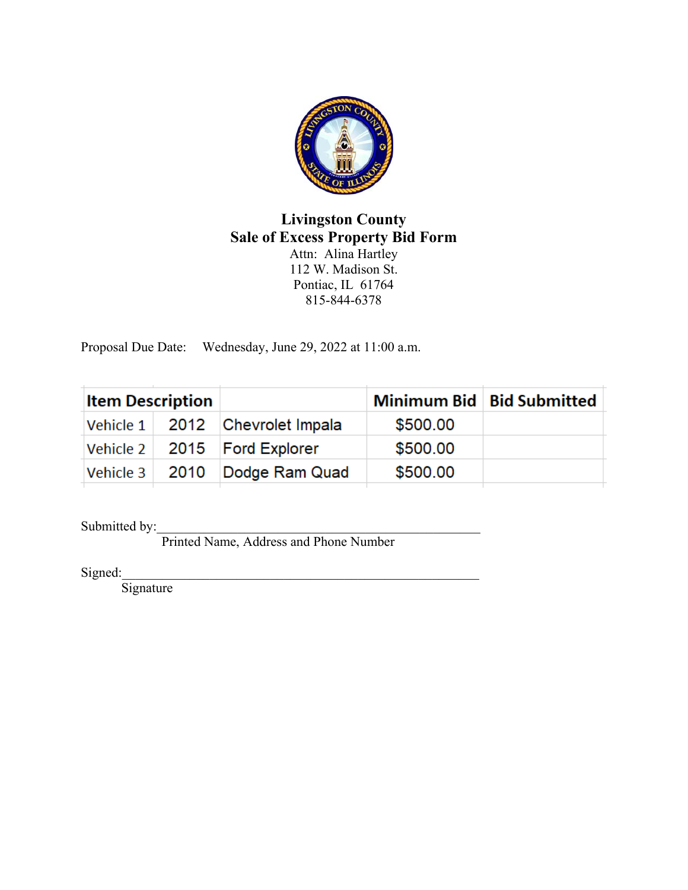# Livingston County
## Sale of Excess Property Bid Form

Attn: Alina Hartley
112 W. Madison St.
Pontiac, IL 61764
815-844-6378

Proposal Due Date: Wednesday, June 29, 2022 at 11:00 a.m.

| Item Description | | | Minimum Bid | Bid Submitted |
|---|---|---|---|---|
| Vehicle 1 | 2012 | Chevrolet Impala | $500.00 | |
| Vehicle 2 | 2015 | Ford Explorer | $500.00 | |
| Vehicle 3 | 2010 | Dodge Ram Quad | $500.00 | |

Submitted by:_______________________________________________
Printed Name, Address and Phone Number

Signed:_____________________________________________________
Signature